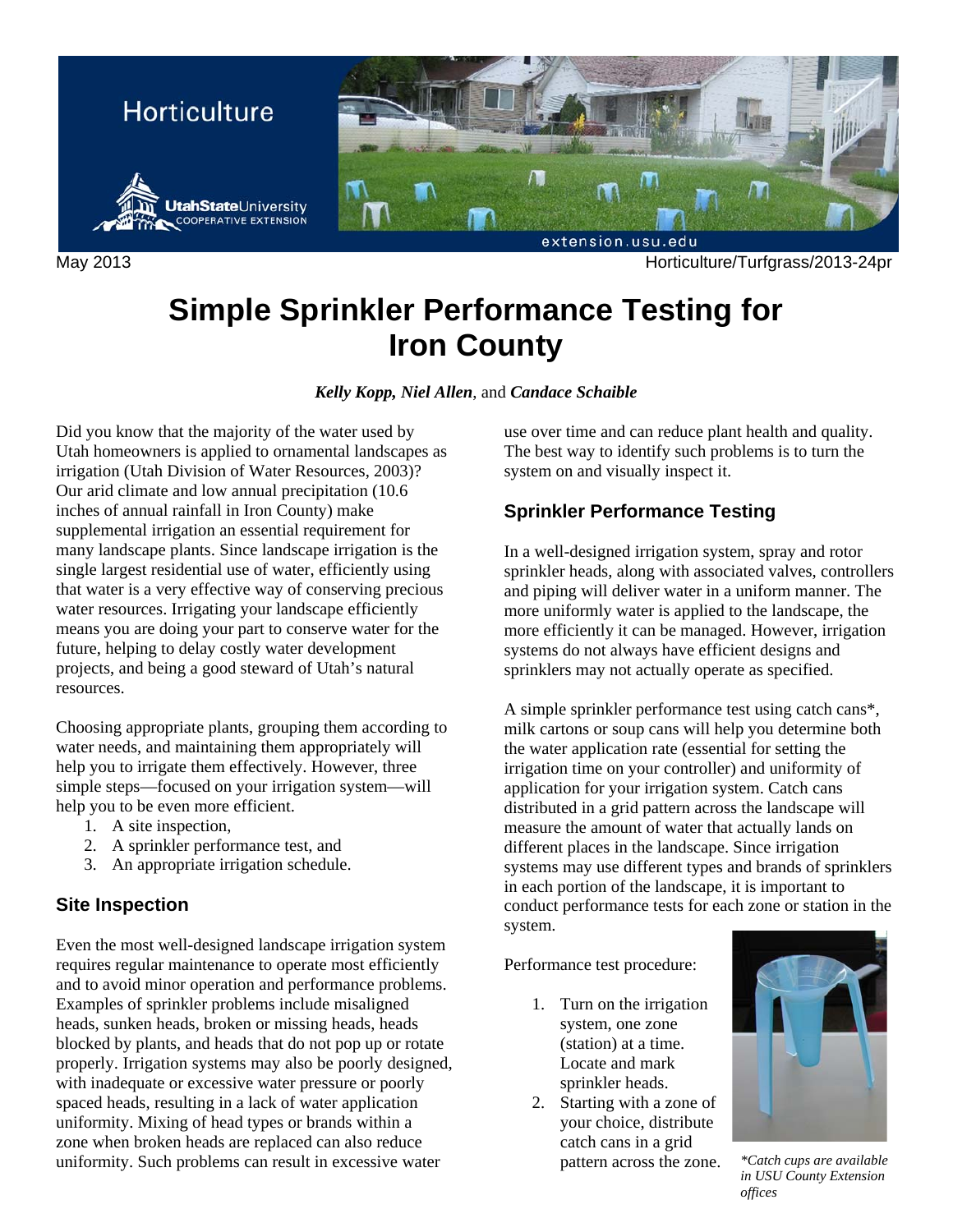Horticulture

UtahStateUniversity COOPERATIVE EXTENSION

extension.usu.edu

May 2013 Horticulture/Turfgrass/2013-24pr

# Simple Sprinkler Performance Testing for Iron County

***Kelly Kopp, Niel Allen***, and ***Candace Schaible***

Did you know that the majority of the water used by Utah homeowners is applied to ornamental landscapes as irrigation (Utah Division of Water Resources, 2003)? Our arid climate and low annual precipitation (10.6 inches of annual rainfall in Iron County) make supplemental irrigation an essential requirement for many landscape plants. Since landscape irrigation is the single largest residential use of water, efficiently using that water is a very effective way of conserving precious water resources. Irrigating your landscape efficiently means you are doing your part to conserve water for the future, helping to delay costly water development projects, and being a good steward of Utah's natural resources.

Choosing appropriate plants, grouping them according to water needs, and maintaining them appropriately will help you to irrigate them effectively. However, three simple steps—focused on your irrigation system—will help you to be even more efficient.

1. A site inspection,
2. A sprinkler performance test, and
3. An appropriate irrigation schedule.

## Site Inspection

Even the most well-designed landscape irrigation system requires regular maintenance to operate most efficiently and to avoid minor operation and performance problems. Examples of sprinkler problems include misaligned heads, sunken heads, broken or missing heads, heads blocked by plants, and heads that do not pop up or rotate properly. Irrigation systems may also be poorly designed, with inadequate or excessive water pressure or poorly spaced heads, resulting in a lack of water application uniformity. Mixing of head types or brands within a zone when broken heads are replaced can also reduce uniformity. Such problems can result in excessive water use over time and can reduce plant health and quality. The best way to identify such problems is to turn the system on and visually inspect it.

## Sprinkler Performance Testing

In a well-designed irrigation system, spray and rotor sprinkler heads, along with associated valves, controllers and piping will deliver water in a uniform manner. The more uniformly water is applied to the landscape, the more efficiently it can be managed. However, irrigation systems do not always have efficient designs and sprinklers may not actually operate as specified.

A simple sprinkler performance test using catch cans*, milk cartons or soup cans will help you determine both the water application rate (essential for setting the irrigation time on your controller) and uniformity of application for your irrigation system. Catch cans distributed in a grid pattern across the landscape will measure the amount of water that actually lands on different places in the landscape. Since irrigation systems may use different types and brands of sprinklers in each portion of the landscape, it is important to conduct performance tests for each zone or station in the system.

Performance test procedure:

1. Turn on the irrigation system, one zone (station) at a time. Locate and mark sprinkler heads.
2. Starting with a zone of your choice, distribute catch cans in a grid pattern across the zone.

*\*Catch cups are available in USU County Extension offices*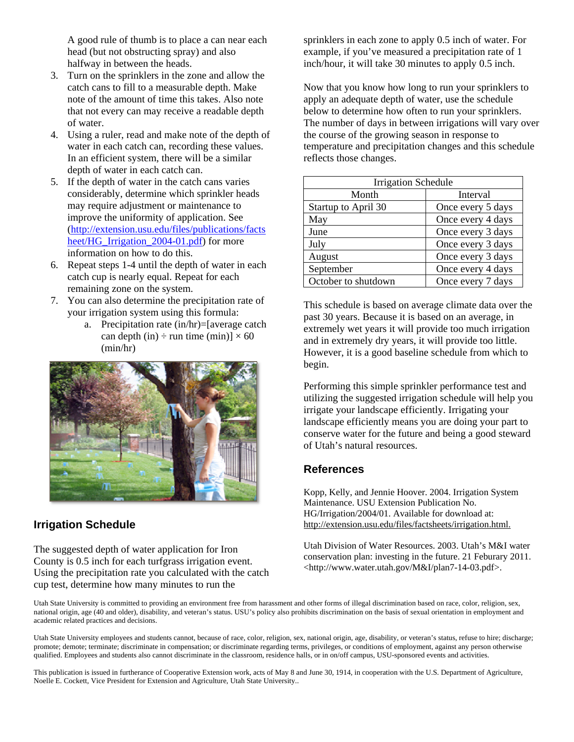A good rule of thumb is to place a can near each head (but not obstructing spray) and also halfway in between the heads.

3. Turn on the sprinklers in the zone and allow the catch cans to fill to a measurable depth. Make note of the amount of time this takes. Also note that not every can may receive a readable depth of water.
4. Using a ruler, read and make note of the depth of water in each catch can, recording these values. In an efficient system, there will be a similar depth of water in each catch can.
5. If the depth of water in the catch cans varies considerably, determine which sprinkler heads may require adjustment or maintenance to improve the uniformity of application. See (http://extension.usu.edu/files/publications/factsheet/HG_Irrigation_2004-01.pdf) for more information on how to do this.
6. Repeat steps 1-4 until the depth of water in each catch cup is nearly equal. Repeat for each remaining zone on the system.
7. You can also determine the precipitation rate of your irrigation system using this formula:
   a. Precipitation rate (in/hr)=[average catch can depth (in) ÷ run time (min)] × 60 (min/hr)

## Irrigation Schedule

The suggested depth of water application for Iron County is 0.5 inch for each turfgrass irrigation event. Using the precipitation rate you calculated with the catch cup test, determine how many minutes to run the sprinklers in each zone to apply 0.5 inch of water. For example, if you've measured a precipitation rate of 1 inch/hour, it will take 30 minutes to apply 0.5 inch.

Now that you know how long to run your sprinklers to apply an adequate depth of water, use the schedule below to determine how often to run your sprinklers. The number of days in between irrigations will vary over the course of the growing season in response to temperature and precipitation changes and this schedule reflects those changes.

| Irrigation Schedule | |
|---|---|
| Month | Interval |
| Startup to April 30 | Once every 5 days |
| May | Once every 4 days |
| June | Once every 3 days |
| July | Once every 3 days |
| August | Once every 3 days |
| September | Once every 4 days |
| October to shutdown | Once every 7 days |

This schedule is based on average climate data over the past 30 years. Because it is based on an average, in extremely wet years it will provide too much irrigation and in extremely dry years, it will provide too little. However, it is a good baseline schedule from which to begin.

Performing this simple sprinkler performance test and utilizing the suggested irrigation schedule will help you irrigate your landscape efficiently. Irrigating your landscape efficiently means you are doing your part to conserve water for the future and being a good steward of Utah's natural resources.

## References

Kopp, Kelly, and Jennie Hoover. 2004. Irrigation System Maintenance. USU Extension Publication No. HG/Irrigation/2004/01. Available for download at: http://extension.usu.edu/files/factsheets/irrigation.html.

Utah Division of Water Resources. 2003. Utah's M&I water conservation plan: investing in the future. 21 Feburary 2011. <http://www.water.utah.gov/M&I/plan7-14-03.pdf>.

Utah State University is committed to providing an environment free from harassment and other forms of illegal discrimination based on race, color, religion, sex, national origin, age (40 and older), disability, and veteran's status. USU's policy also prohibits discrimination on the basis of sexual orientation in employment and academic related practices and decisions.

Utah State University employees and students cannot, because of race, color, religion, sex, national origin, age, disability, or veteran's status, refuse to hire; discharge; promote; demote; terminate; discriminate in compensation; or discriminate regarding terms, privileges, or conditions of employment, against any person otherwise qualified. Employees and students also cannot discriminate in the classroom, residence halls, or in on/off campus, USU-sponsored events and activities.

This publication is issued in furtherance of Cooperative Extension work, acts of May 8 and June 30, 1914, in cooperation with the U.S. Department of Agriculture, Noelle E. Cockett, Vice President for Extension and Agriculture, Utah State University..